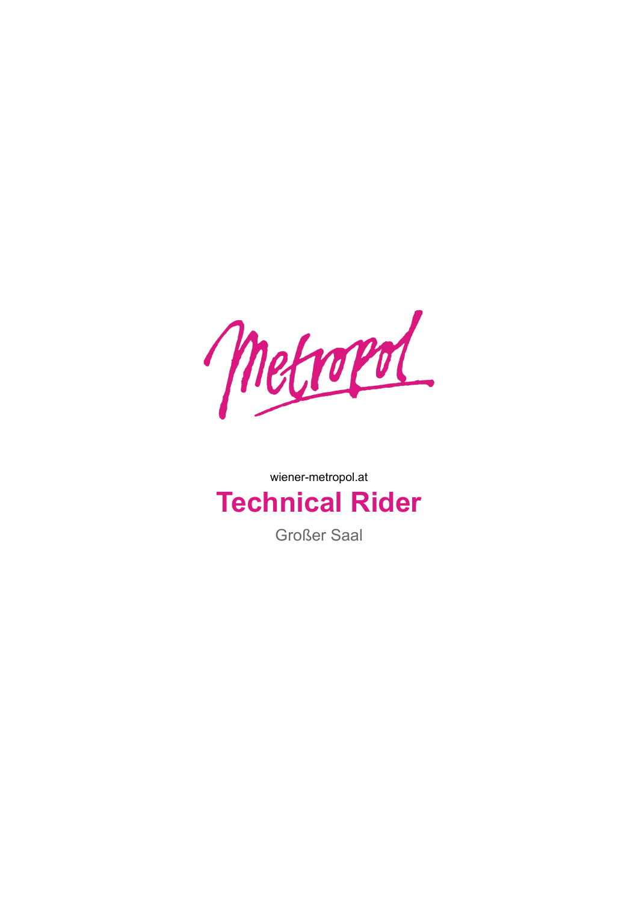Metropol

wiener-metropol.at

# Technical Rider

Großer Saal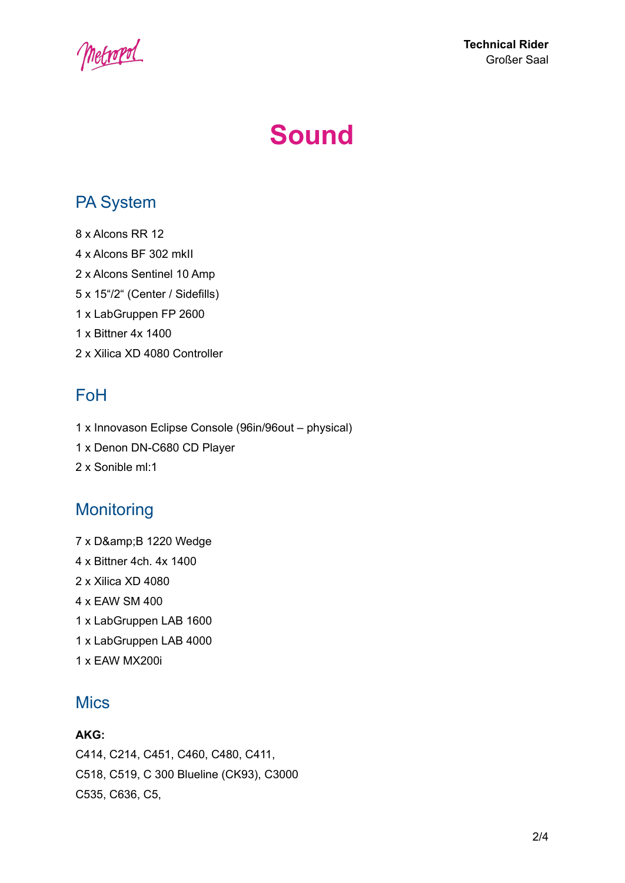# Sound

## PA System

8 x Alcons RR 12
4 x Alcons BF 302 mkII
2 x Alcons Sentinel 10 Amp
5 x 15"/2" (Center / Sidefills)
1 x LabGruppen FP 2600
1 x Bittner 4x 1400
2 x Xilica XD 4080 Controller

## FoH

1 x Innovason Eclipse Console (96in/96out – physical)
1 x Denon DN-C680 CD Player
2 x Sonible ml:1

## Monitoring

7 x D&amp;B 1220 Wedge
4 x Bittner 4ch. 4x 1400
2 x Xilica XD 4080
4 x EAW SM 400
1 x LabGruppen LAB 1600
1 x LabGruppen LAB 4000
1 x EAW MX200i

## Mics

**AKG:**
C414, C214, C451, C460, C480, C411,
C518, C519, C 300 Blueline (CK93), C3000
C535, C636, C5,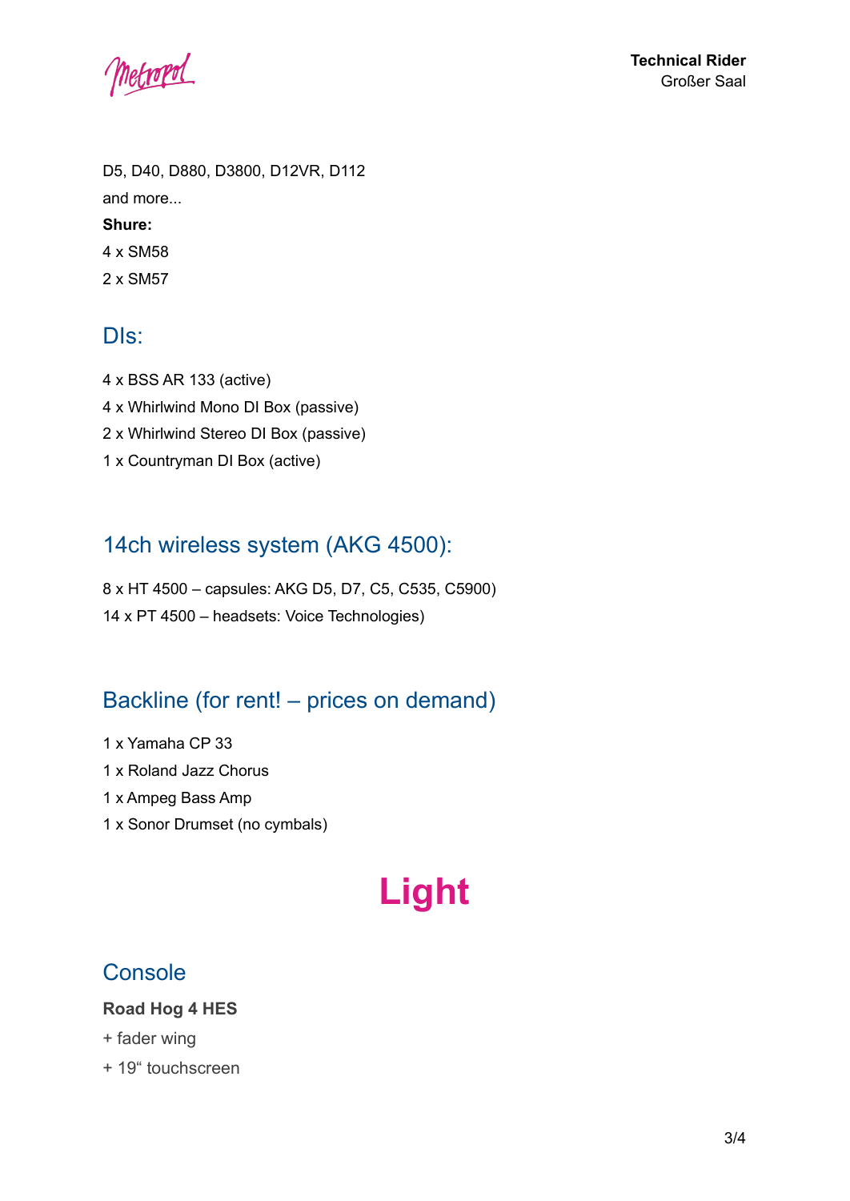D5, D40, D880, D3800, D12VR, D112

and more...

**Shure:**

4 x SM58

2 x SM57

## DIs:

4 x BSS AR 133 (active)

4 x Whirlwind Mono DI Box (passive)

2 x Whirlwind Stereo DI Box (passive)

1 x Countryman DI Box (active)

## 14ch wireless system (AKG 4500):

8 x HT 4500 – capsules: AKG D5, D7, C5, C535, C5900)

14 x PT 4500 – headsets: Voice Technologies)

## Backline (for rent! – prices on demand)

1 x Yamaha CP 33

1 x Roland Jazz Chorus

1 x Ampeg Bass Amp

1 x Sonor Drumset (no cymbals)

# Light

## Console

**Road Hog 4 HES**

+ fader wing

+ 19“ touchscreen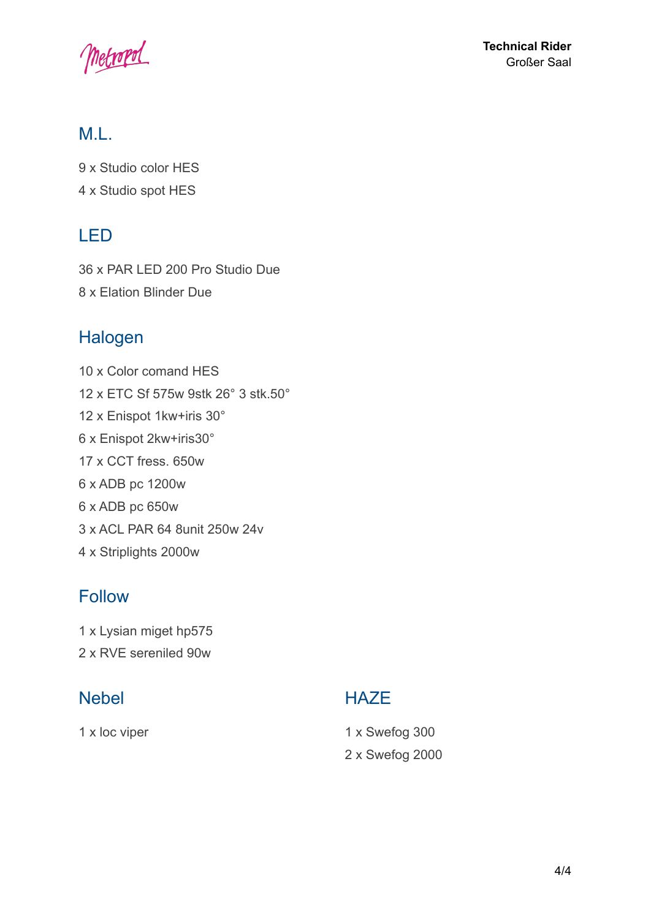## M.L.

9 x Studio color HES

4 x Studio spot HES

## LED

36 x PAR LED 200 Pro Studio Due

8 x Elation Blinder Due

## Halogen

10 x Color comand HES

12 x ETC Sf 575w 9stk 26° 3 stk.50°

12 x Enispot 1kw+iris 30°

6 x Enispot 2kw+iris30°

17 x CCT fress. 650w

6 x ADB pc 1200w

6 x ADB pc 650w

3 x ACL PAR 64 8unit 250w 24v

4 x Striplights 2000w

## Follow

1 x Lysian miget hp575

2 x RVE sereniled 90w

## Nebel

1 x loc viper

## HAZE

1 x Swefog 300

2 x Swefog 2000